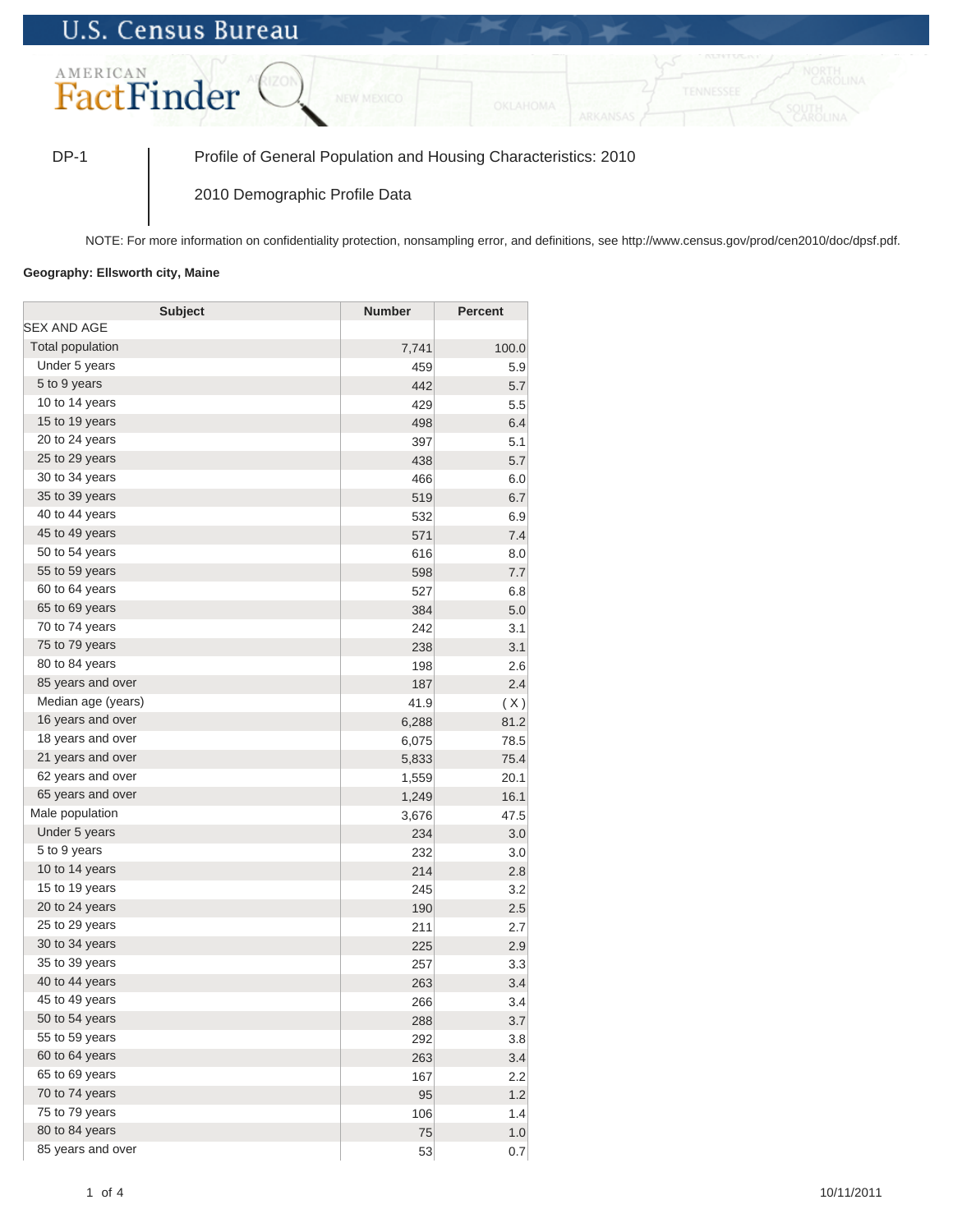U.S. Census Bureau

AMERICAN FactFinder

DP-1 | Profile of General Population and Housing Characteristics: 2010

2010 Demographic Profile Data

NOTE: For more information on confidentiality protection, nonsampling error, and definitions, see http://www.census.gov/prod/cen2010/doc/dpsf.pdf.

**Geography: Ellsworth city, Maine**

| Subject | Number | Percent |
|---|---|---|
| SEX AND AGE | | |
| Total population | 7,741 | 100.0 |
| Under 5 years | 459 | 5.9 |
| 5 to 9 years | 442 | 5.7 |
| 10 to 14 years | 429 | 5.5 |
| 15 to 19 years | 498 | 6.4 |
| 20 to 24 years | 397 | 5.1 |
| 25 to 29 years | 438 | 5.7 |
| 30 to 34 years | 466 | 6.0 |
| 35 to 39 years | 519 | 6.7 |
| 40 to 44 years | 532 | 6.9 |
| 45 to 49 years | 571 | 7.4 |
| 50 to 54 years | 616 | 8.0 |
| 55 to 59 years | 598 | 7.7 |
| 60 to 64 years | 527 | 6.8 |
| 65 to 69 years | 384 | 5.0 |
| 70 to 74 years | 242 | 3.1 |
| 75 to 79 years | 238 | 3.1 |
| 80 to 84 years | 198 | 2.6 |
| 85 years and over | 187 | 2.4 |
| Median age (years) | 41.9 | ( X ) |
| 16 years and over | 6,288 | 81.2 |
| 18 years and over | 6,075 | 78.5 |
| 21 years and over | 5,833 | 75.4 |
| 62 years and over | 1,559 | 20.1 |
| 65 years and over | 1,249 | 16.1 |
| Male population | 3,676 | 47.5 |
| Under 5 years | 234 | 3.0 |
| 5 to 9 years | 232 | 3.0 |
| 10 to 14 years | 214 | 2.8 |
| 15 to 19 years | 245 | 3.2 |
| 20 to 24 years | 190 | 2.5 |
| 25 to 29 years | 211 | 2.7 |
| 30 to 34 years | 225 | 2.9 |
| 35 to 39 years | 257 | 3.3 |
| 40 to 44 years | 263 | 3.4 |
| 45 to 49 years | 266 | 3.4 |
| 50 to 54 years | 288 | 3.7 |
| 55 to 59 years | 292 | 3.8 |
| 60 to 64 years | 263 | 3.4 |
| 65 to 69 years | 167 | 2.2 |
| 70 to 74 years | 95 | 1.2 |
| 75 to 79 years | 106 | 1.4 |
| 80 to 84 years | 75 | 1.0 |
| 85 years and over | 53 | 0.7 |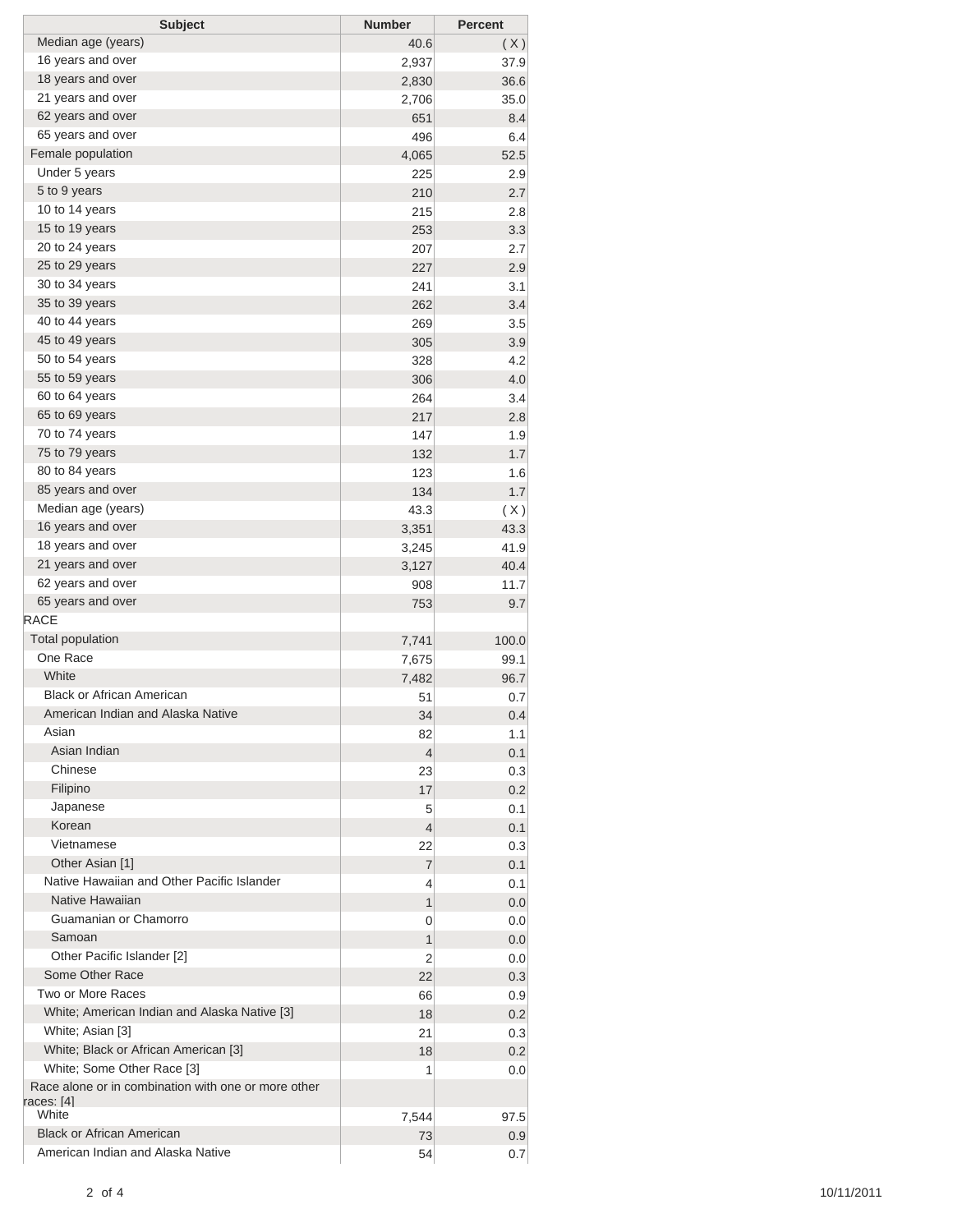| Subject | Number | Percent |
|---|---|---|
| Median age (years) | 40.6 | ( X ) |
| 16 years and over | 2,937 | 37.9 |
| 18 years and over | 2,830 | 36.6 |
| 21 years and over | 2,706 | 35.0 |
| 62 years and over | 651 | 8.4 |
| 65 years and over | 496 | 6.4 |
| Female population | 4,065 | 52.5 |
| Under 5 years | 225 | 2.9 |
| 5 to 9 years | 210 | 2.7 |
| 10 to 14 years | 215 | 2.8 |
| 15 to 19 years | 253 | 3.3 |
| 20 to 24 years | 207 | 2.7 |
| 25 to 29 years | 227 | 2.9 |
| 30 to 34 years | 241 | 3.1 |
| 35 to 39 years | 262 | 3.4 |
| 40 to 44 years | 269 | 3.5 |
| 45 to 49 years | 305 | 3.9 |
| 50 to 54 years | 328 | 4.2 |
| 55 to 59 years | 306 | 4.0 |
| 60 to 64 years | 264 | 3.4 |
| 65 to 69 years | 217 | 2.8 |
| 70 to 74 years | 147 | 1.9 |
| 75 to 79 years | 132 | 1.7 |
| 80 to 84 years | 123 | 1.6 |
| 85 years and over | 134 | 1.7 |
| Median age (years) | 43.3 | ( X ) |
| 16 years and over | 3,351 | 43.3 |
| 18 years and over | 3,245 | 41.9 |
| 21 years and over | 3,127 | 40.4 |
| 62 years and over | 908 | 11.7 |
| 65 years and over | 753 | 9.7 |
| RACE | | |
| Total population | 7,741 | 100.0 |
| One Race | 7,675 | 99.1 |
| White | 7,482 | 96.7 |
| Black or African American | 51 | 0.7 |
| American Indian and Alaska Native | 34 | 0.4 |
| Asian | 82 | 1.1 |
| Asian Indian | 4 | 0.1 |
| Chinese | 23 | 0.3 |
| Filipino | 17 | 0.2 |
| Japanese | 5 | 0.1 |
| Korean | 4 | 0.1 |
| Vietnamese | 22 | 0.3 |
| Other Asian [1] | 7 | 0.1 |
| Native Hawaiian and Other Pacific Islander | 4 | 0.1 |
| Native Hawaiian | 1 | 0.0 |
| Guamanian or Chamorro | 0 | 0.0 |
| Samoan | 1 | 0.0 |
| Other Pacific Islander [2] | 2 | 0.0 |
| Some Other Race | 22 | 0.3 |
| Two or More Races | 66 | 0.9 |
| White; American Indian and Alaska Native [3] | 18 | 0.2 |
| White; Asian [3] | 21 | 0.3 |
| White; Black or African American [3] | 18 | 0.2 |
| White; Some Other Race [3] | 1 | 0.0 |
| Race alone or in combination with one or more other races: [4] | | |
| White | 7,544 | 97.5 |
| Black or African American | 73 | 0.9 |
| American Indian and Alaska Native | 54 | 0.7 |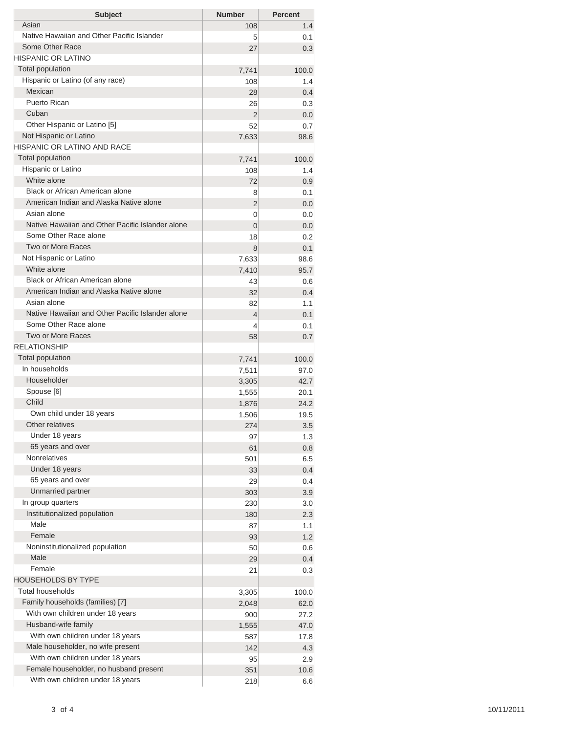| Subject | Number | Percent |
|---|---|---|
| Asian | 108 | 1.4 |
| Native Hawaiian and Other Pacific Islander | 5 | 0.1 |
| Some Other Race | 27 | 0.3 |
| HISPANIC OR LATINO | | |
| Total population | 7,741 | 100.0 |
| Hispanic or Latino (of any race) | 108 | 1.4 |
| Mexican | 28 | 0.4 |
| Puerto Rican | 26 | 0.3 |
| Cuban | 2 | 0.0 |
| Other Hispanic or Latino [5] | 52 | 0.7 |
| Not Hispanic or Latino | 7,633 | 98.6 |
| HISPANIC OR LATINO AND RACE | | |
| Total population | 7,741 | 100.0 |
| Hispanic or Latino | 108 | 1.4 |
| White alone | 72 | 0.9 |
| Black or African American alone | 8 | 0.1 |
| American Indian and Alaska Native alone | 2 | 0.0 |
| Asian alone | 0 | 0.0 |
| Native Hawaiian and Other Pacific Islander alone | 0 | 0.0 |
| Some Other Race alone | 18 | 0.2 |
| Two or More Races | 8 | 0.1 |
| Not Hispanic or Latino | 7,633 | 98.6 |
| White alone | 7,410 | 95.7 |
| Black or African American alone | 43 | 0.6 |
| American Indian and Alaska Native alone | 32 | 0.4 |
| Asian alone | 82 | 1.1 |
| Native Hawaiian and Other Pacific Islander alone | 4 | 0.1 |
| Some Other Race alone | 4 | 0.1 |
| Two or More Races | 58 | 0.7 |
| RELATIONSHIP | | |
| Total population | 7,741 | 100.0 |
| In households | 7,511 | 97.0 |
| Householder | 3,305 | 42.7 |
| Spouse [6] | 1,555 | 20.1 |
| Child | 1,876 | 24.2 |
| Own child under 18 years | 1,506 | 19.5 |
| Other relatives | 274 | 3.5 |
| Under 18 years | 97 | 1.3 |
| 65 years and over | 61 | 0.8 |
| Nonrelatives | 501 | 6.5 |
| Under 18 years | 33 | 0.4 |
| 65 years and over | 29 | 0.4 |
| Unmarried partner | 303 | 3.9 |
| In group quarters | 230 | 3.0 |
| Institutionalized population | 180 | 2.3 |
| Male | 87 | 1.1 |
| Female | 93 | 1.2 |
| Noninstitutionalized population | 50 | 0.6 |
| Male | 29 | 0.4 |
| Female | 21 | 0.3 |
| HOUSEHOLDS BY TYPE | | |
| Total households | 3,305 | 100.0 |
| Family households (families) [7] | 2,048 | 62.0 |
| With own children under 18 years | 900 | 27.2 |
| Husband-wife family | 1,555 | 47.0 |
| With own children under 18 years | 587 | 17.8 |
| Male householder, no wife present | 142 | 4.3 |
| With own children under 18 years | 95 | 2.9 |
| Female householder, no husband present | 351 | 10.6 |
| With own children under 18 years | 218 | 6.6 |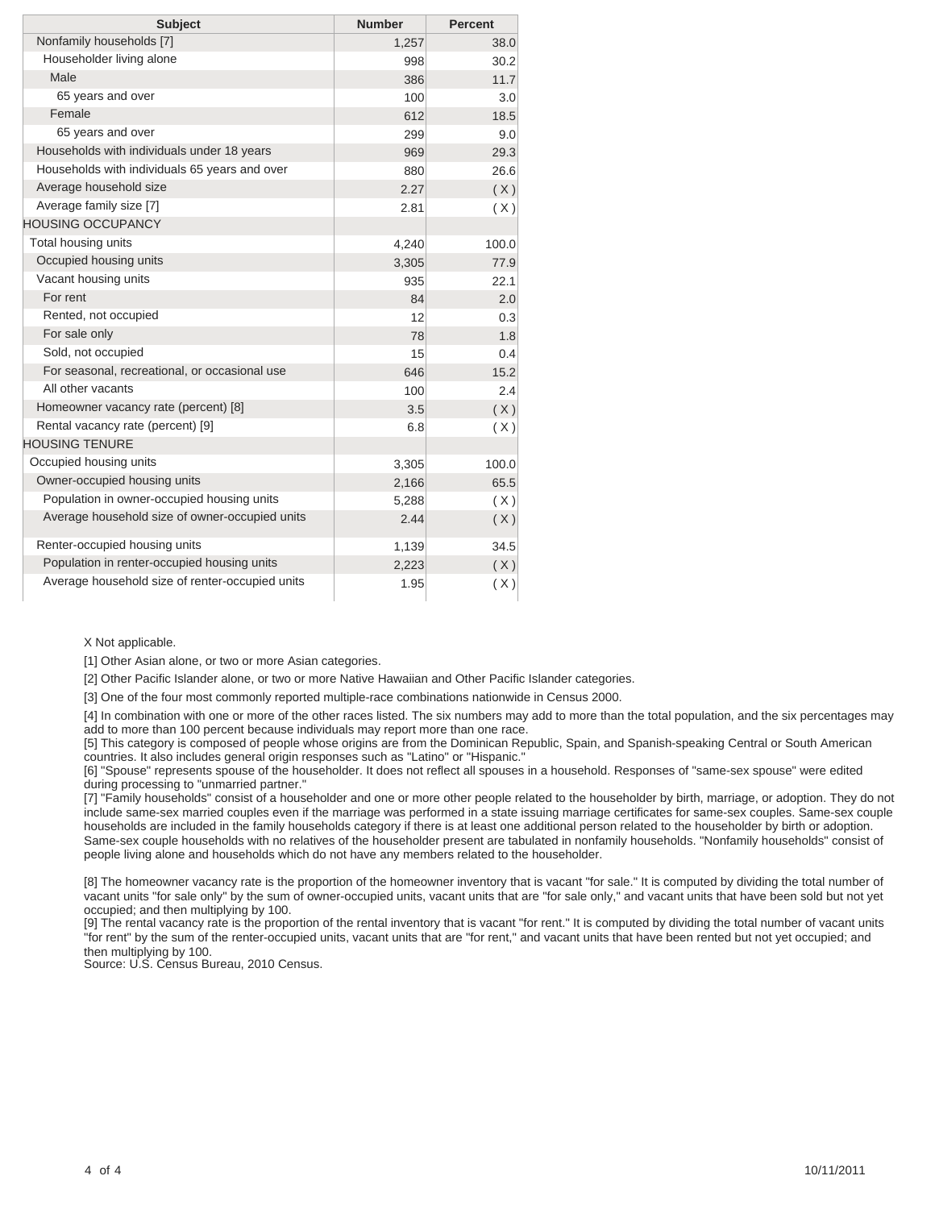| Subject | Number | Percent |
|---|---|---|
| Nonfamily households [7] | 1,257 | 38.0 |
| Householder living alone | 998 | 30.2 |
| Male | 386 | 11.7 |
| 65 years and over | 100 | 3.0 |
| Female | 612 | 18.5 |
| 65 years and over | 299 | 9.0 |
| Households with individuals under 18 years | 969 | 29.3 |
| Households with individuals 65 years and over | 880 | 26.6 |
| Average household size | 2.27 | ( X ) |
| Average family size [7] | 2.81 | ( X ) |
| HOUSING OCCUPANCY | | |
| Total housing units | 4,240 | 100.0 |
| Occupied housing units | 3,305 | 77.9 |
| Vacant housing units | 935 | 22.1 |
| For rent | 84 | 2.0 |
| Rented, not occupied | 12 | 0.3 |
| For sale only | 78 | 1.8 |
| Sold, not occupied | 15 | 0.4 |
| For seasonal, recreational, or occasional use | 646 | 15.2 |
| All other vacants | 100 | 2.4 |
| Homeowner vacancy rate (percent) [8] | 3.5 | ( X ) |
| Rental vacancy rate (percent) [9] | 6.8 | ( X ) |
| HOUSING TENURE | | |
| Occupied housing units | 3,305 | 100.0 |
| Owner-occupied housing units | 2,166 | 65.5 |
| Population in owner-occupied housing units | 5,288 | ( X ) |
| Average household size of owner-occupied units | 2.44 | ( X ) |
| Renter-occupied housing units | 1,139 | 34.5 |
| Population in renter-occupied housing units | 2,223 | ( X ) |
| Average household size of renter-occupied units | 1.95 | ( X ) |

X Not applicable.

[1] Other Asian alone, or two or more Asian categories.

[2] Other Pacific Islander alone, or two or more Native Hawaiian and Other Pacific Islander categories.

[3] One of the four most commonly reported multiple-race combinations nationwide in Census 2000.

[4] In combination with one or more of the other races listed. The six numbers may add to more than the total population, and the six percentages may add to more than 100 percent because individuals may report more than one race.

[5] This category is composed of people whose origins are from the Dominican Republic, Spain, and Spanish-speaking Central or South American countries. It also includes general origin responses such as "Latino" or "Hispanic."

[6] "Spouse" represents spouse of the householder. It does not reflect all spouses in a household. Responses of "same-sex spouse" were edited during processing to "unmarried partner."

[7] "Family households" consist of a householder and one or more other people related to the householder by birth, marriage, or adoption. They do not include same-sex married couples even if the marriage was performed in a state issuing marriage certificates for same-sex couples. Same-sex couple households are included in the family households category if there is at least one additional person related to the householder by birth or adoption. Same-sex couple households with no relatives of the householder present are tabulated in nonfamily households. "Nonfamily households" consist of people living alone and households which do not have any members related to the householder.

[8] The homeowner vacancy rate is the proportion of the homeowner inventory that is vacant "for sale." It is computed by dividing the total number of vacant units "for sale only" by the sum of owner-occupied units, vacant units that are "for sale only," and vacant units that have been sold but not yet occupied; and then multiplying by 100.

[9] The rental vacancy rate is the proportion of the rental inventory that is vacant "for rent." It is computed by dividing the total number of vacant units "for rent" by the sum of the renter-occupied units, vacant units that are "for rent," and vacant units that have been rented but not yet occupied; and then multiplying by 100.

Source: U.S. Census Bureau, 2010 Census.